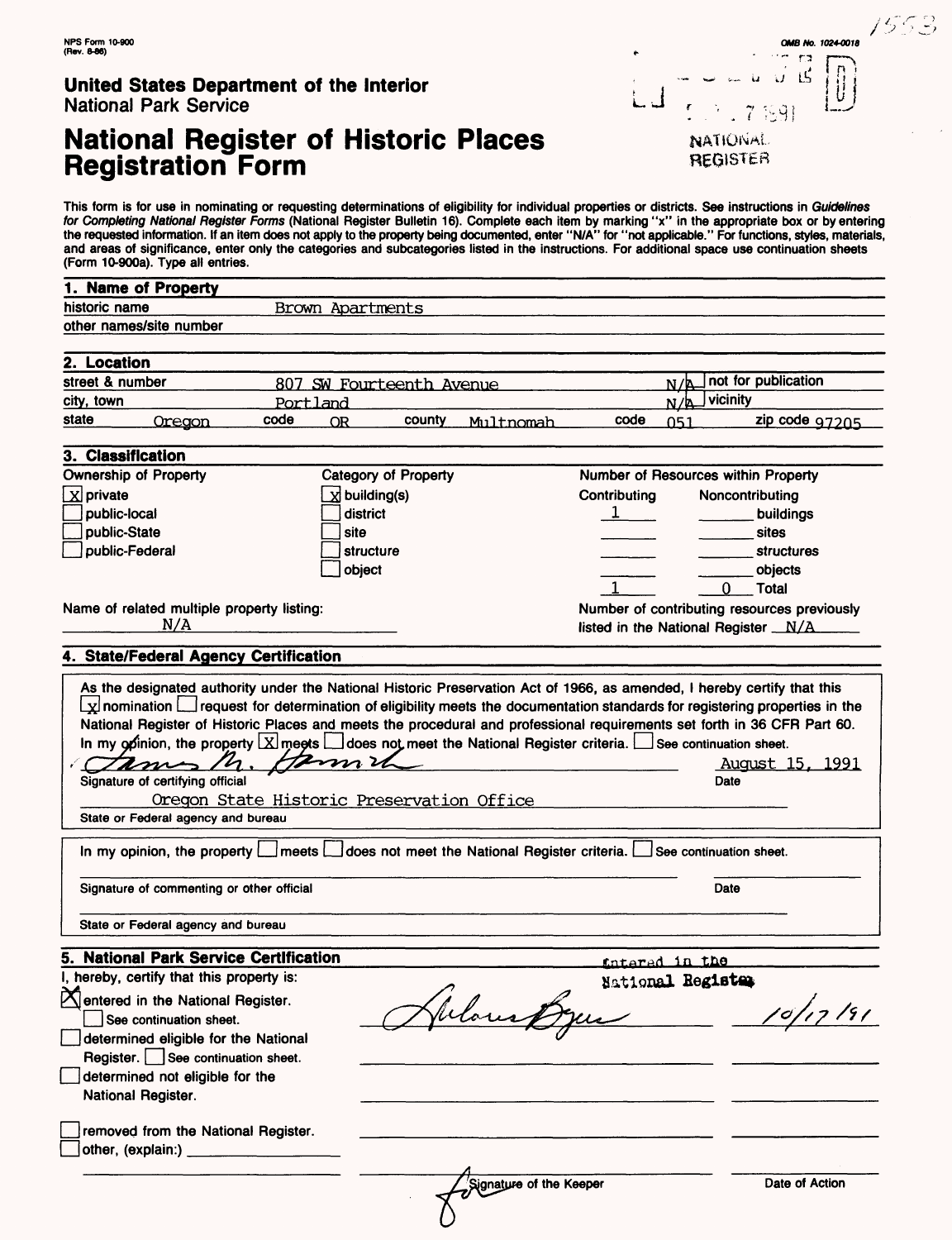NPS Form 10-900
(Rev. 8-86)

OMB No. 1024-0018

1553

RECEIVED
OCT 7 1991
NATIONAL REGISTER

**United States Department of the Interior**
National Park Service

# National Register of Historic Places Registration Form

This form is for use in nominating or requesting determinations of eligibility for individual properties or districts. See instructions in *Guidelines for Completing National Register Forms* (National Register Bulletin 16). Complete each item by marking "x" in the appropriate box or by entering the requested information. If an item does not apply to the property being documented, enter "N/A" for "not applicable." For functions, styles, materials, and areas of significance, enter only the categories and subcategories listed in the instructions. For additional space use continuation sheets (Form 10-900a). Type all entries.

## 1. Name of Property

historic name: Brown Apartments

other names/site number:

## 2. Location

street & number: 807 SW Fourteenth Avenue — N/A not for publication

city, town: Portland — N/A vicinity

state: Oregon — code: OR — county: Multnomah — code: 051 — zip code: 97205

## 3. Classification

| Ownership of Property | Category of Property | Number of Resources within Property | | |
|---|---|---|---|---|
| | | Contributing | Noncontributing | |
| [X] private | [X] building(s) | 1 | | buildings |
| [ ] public-local | [ ] district | | | sites |
| [ ] public-State | [ ] site | | | structures |
| [ ] public-Federal | [ ] structure | | | objects |
| | [ ] object | 1 | 0 | Total |

Name of related multiple property listing: N/A

Number of contributing resources previously listed in the National Register: N/A

## 4. State/Federal Agency Certification

As the designated authority under the National Historic Preservation Act of 1966, as amended, I hereby certify that this [X] nomination [ ] request for determination of eligibility meets the documentation standards for registering properties in the National Register of Historic Places and meets the procedural and professional requirements set forth in 36 CFR Part 60. In my opinion, the property [X] meets [ ] does not meet the National Register criteria. [ ] See continuation sheet.

James M. Hamrick — August 15, 1991

Signature of certifying official — Date

Oregon State Historic Preservation Office

State or Federal agency and bureau

In my opinion, the property [ ] meets [ ] does not meet the National Register criteria. [ ] See continuation sheet.

Signature of commenting or other official — Date

State or Federal agency and bureau

## 5. National Park Service Certification

I, hereby, certify that this property is:

- [X] entered in the National Register. [ ] See continuation sheet.
- [ ] determined eligible for the National Register. [ ] See continuation sheet.
- [ ] determined not eligible for the National Register.
- [ ] removed from the National Register.
- [ ] other, (explain:)

Entered in the National Register

for Delores Byers — 10/17/91

Signature of the Keeper — Date of Action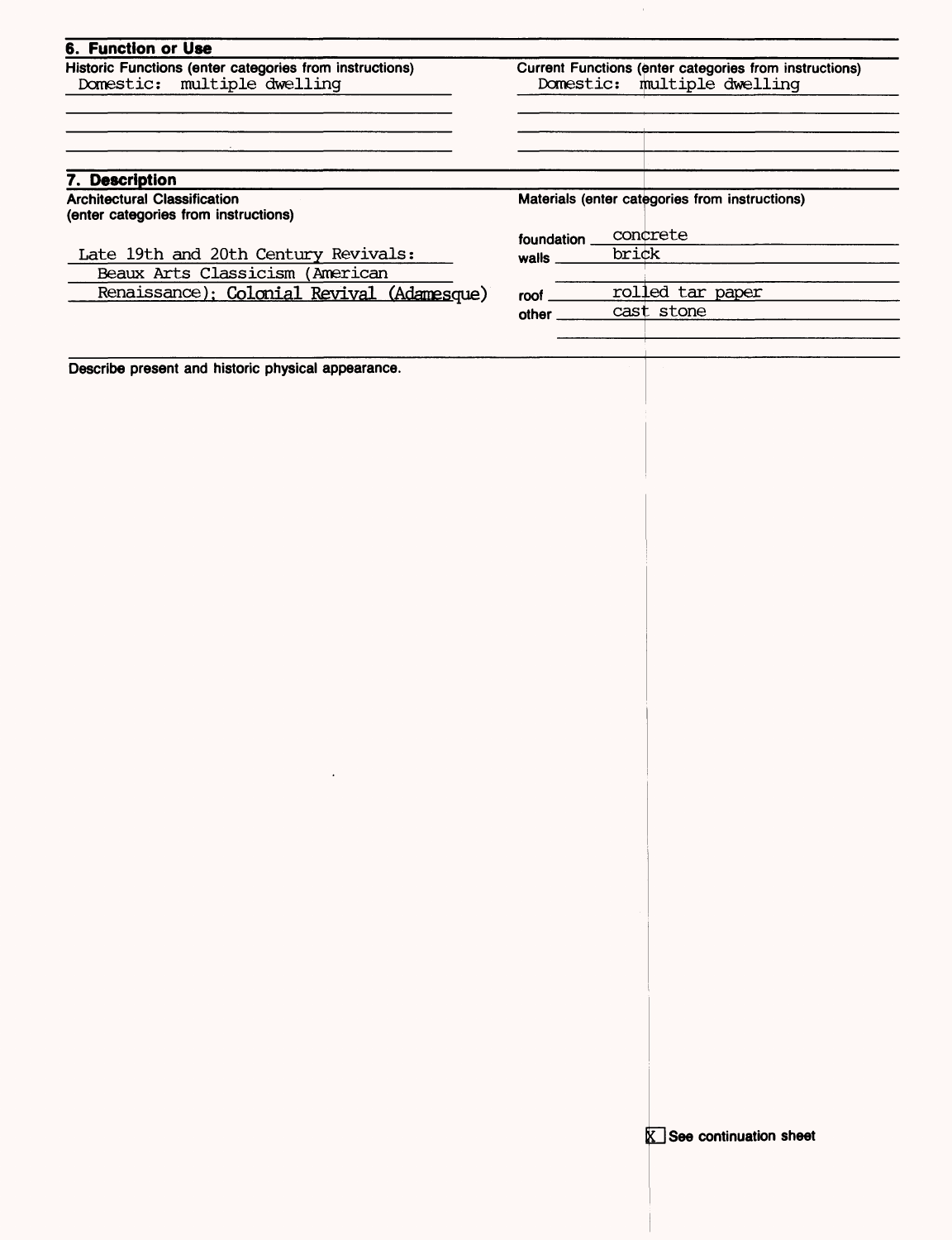## 6. Function or Use

| Historic Functions (enter categories from instructions) | Current Functions (enter categories from instructions) |
| --- | --- |
| Domestic: multiple dwelling | Domestic: multiple dwelling |

## 7. Description

**Architectural Classification**
(enter categories from instructions)

Late 19th and 20th Century Revivals:
Beaux Arts Classicism (American Renaissance); Colonial Revival (Adamesque)

**Materials** (enter categories from instructions)

| | |
| --- | --- |
| foundation | concrete |
| walls | brick |
| roof | rolled tar paper |
| other | cast stone |

Describe present and historic physical appearance.

[X] See continuation sheet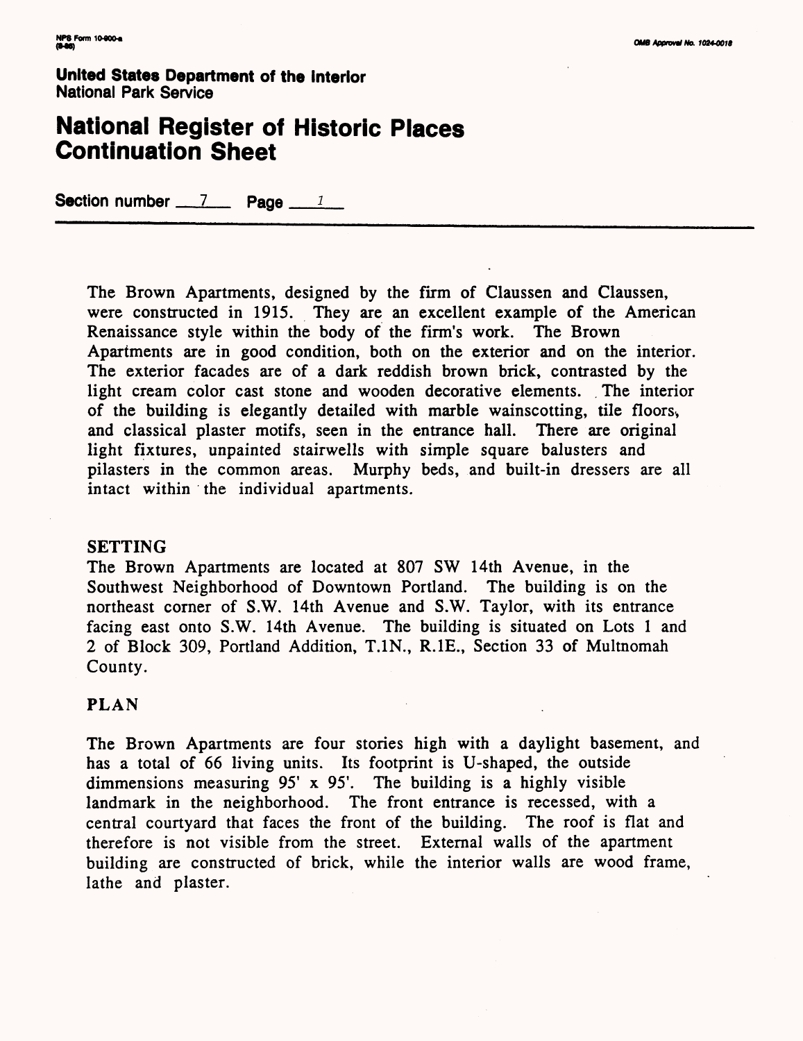United States Department of the Interior
National Park Service

# National Register of Historic Places Continuation Sheet

Section number 7 Page 1

The Brown Apartments, designed by the firm of Claussen and Claussen, were constructed in 1915. They are an excellent example of the American Renaissance style within the body of the firm's work. The Brown Apartments are in good condition, both on the exterior and on the interior. The exterior facades are of a dark reddish brown brick, contrasted by the light cream color cast stone and wooden decorative elements. The interior of the building is elegantly detailed with marble wainscotting, tile floors, and classical plaster motifs, seen in the entrance hall. There are original light fixtures, unpainted stairwells with simple square balusters and pilasters in the common areas. Murphy beds, and built-in dressers are all intact within the individual apartments.

## SETTING

The Brown Apartments are located at 807 SW 14th Avenue, in the Southwest Neighborhood of Downtown Portland. The building is on the northeast corner of S.W. 14th Avenue and S.W. Taylor, with its entrance facing east onto S.W. 14th Avenue. The building is situated on Lots 1 and 2 of Block 309, Portland Addition, T.1N., R.1E., Section 33 of Multnomah County.

## PLAN

The Brown Apartments are four stories high with a daylight basement, and has a total of 66 living units. Its footprint is U-shaped, the outside dimmensions measuring 95' x 95'. The building is a highly visible landmark in the neighborhood. The front entrance is recessed, with a central courtyard that faces the front of the building. The roof is flat and therefore is not visible from the street. External walls of the apartment building are constructed of brick, while the interior walls are wood frame, lathe and plaster.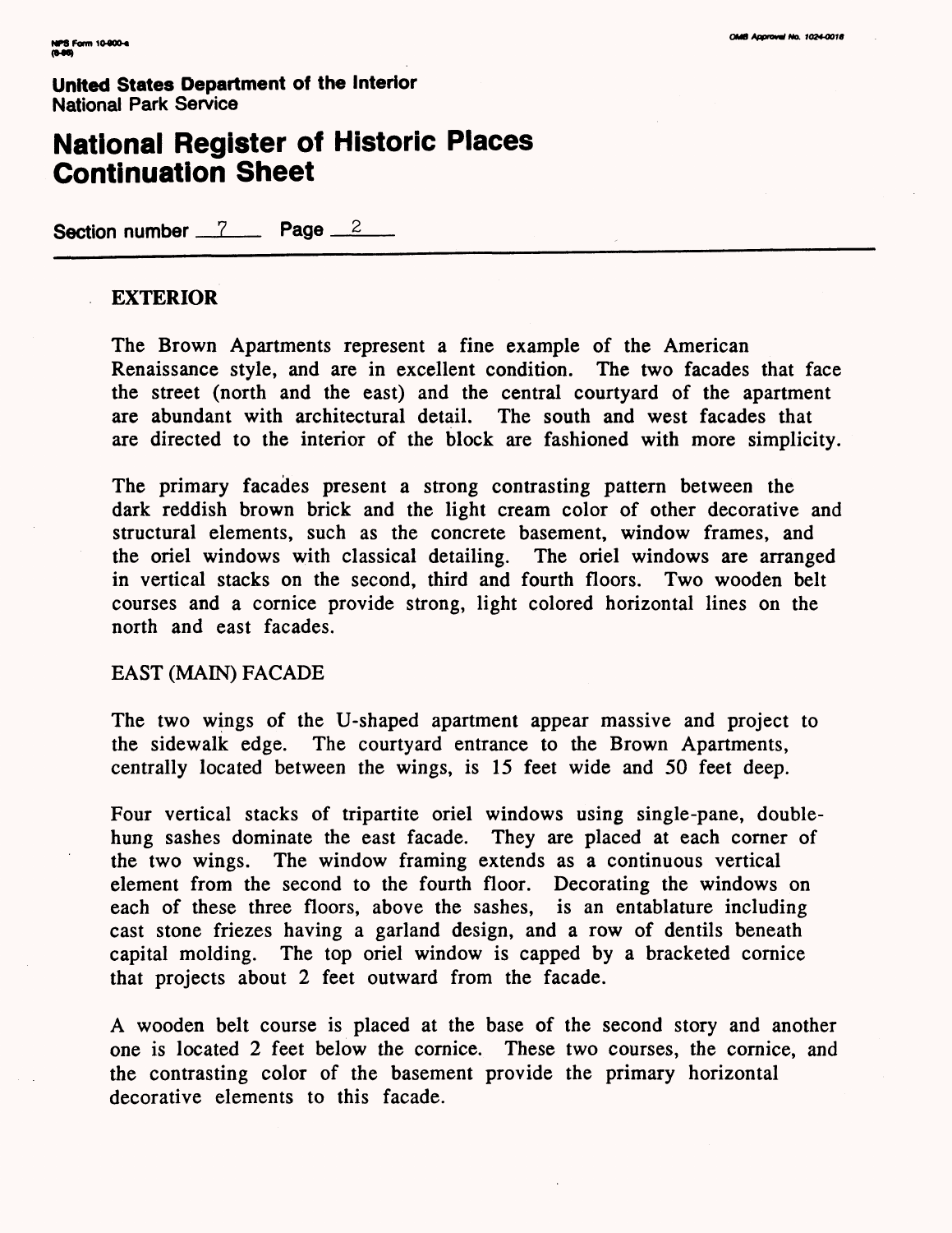## EXTERIOR

The Brown Apartments represent a fine example of the American Renaissance style, and are in excellent condition. The two facades that face the street (north and the east) and the central courtyard of the apartment are abundant with architectural detail. The south and west facades that are directed to the interior of the block are fashioned with more simplicity.

The primary facades present a strong contrasting pattern between the dark reddish brown brick and the light cream color of other decorative and structural elements, such as the concrete basement, window frames, and the oriel windows with classical detailing. The oriel windows are arranged in vertical stacks on the second, third and fourth floors. Two wooden belt courses and a cornice provide strong, light colored horizontal lines on the north and east facades.

### EAST (MAIN) FACADE

The two wings of the U-shaped apartment appear massive and project to the sidewalk edge. The courtyard entrance to the Brown Apartments, centrally located between the wings, is 15 feet wide and 50 feet deep.

Four vertical stacks of tripartite oriel windows using single-pane, double-hung sashes dominate the east facade. They are placed at each corner of the two wings. The window framing extends as a continuous vertical element from the second to the fourth floor. Decorating the windows on each of these three floors, above the sashes, is an entablature including cast stone friezes having a garland design, and a row of dentils beneath capital molding. The top oriel window is capped by a bracketed cornice that projects about 2 feet outward from the facade.

A wooden belt course is placed at the base of the second story and another one is located 2 feet below the cornice. These two courses, the cornice, and the contrasting color of the basement provide the primary horizontal decorative elements to this facade.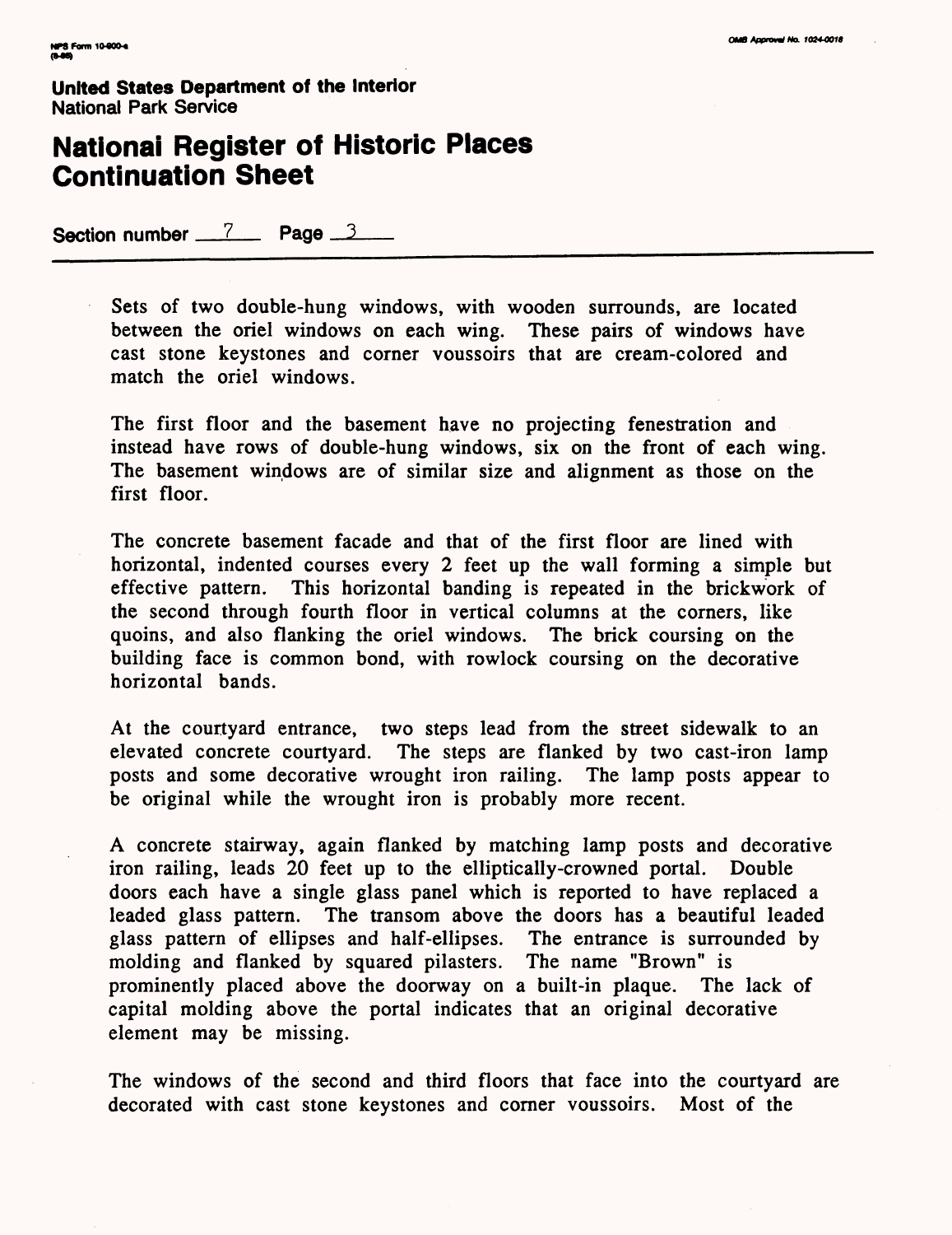Sets of two double-hung windows, with wooden surrounds, are located between the oriel windows on each wing. These pairs of windows have cast stone keystones and corner voussoirs that are cream-colored and match the oriel windows.

The first floor and the basement have no projecting fenestration and instead have rows of double-hung windows, six on the front of each wing. The basement windows are of similar size and alignment as those on the first floor.

The concrete basement facade and that of the first floor are lined with horizontal, indented courses every 2 feet up the wall forming a simple but effective pattern. This horizontal banding is repeated in the brickwork of the second through fourth floor in vertical columns at the corners, like quoins, and also flanking the oriel windows. The brick coursing on the building face is common bond, with rowlock coursing on the decorative horizontal bands.

At the courtyard entrance, two steps lead from the street sidewalk to an elevated concrete courtyard. The steps are flanked by two cast-iron lamp posts and some decorative wrought iron railing. The lamp posts appear to be original while the wrought iron is probably more recent.

A concrete stairway, again flanked by matching lamp posts and decorative iron railing, leads 20 feet up to the elliptically-crowned portal. Double doors each have a single glass panel which is reported to have replaced a leaded glass pattern. The transom above the doors has a beautiful leaded glass pattern of ellipses and half-ellipses. The entrance is surrounded by molding and flanked by squared pilasters. The name "Brown" is prominently placed above the doorway on a built-in plaque. The lack of capital molding above the portal indicates that an original decorative element may be missing.

The windows of the second and third floors that face into the courtyard are decorated with cast stone keystones and corner voussoirs. Most of the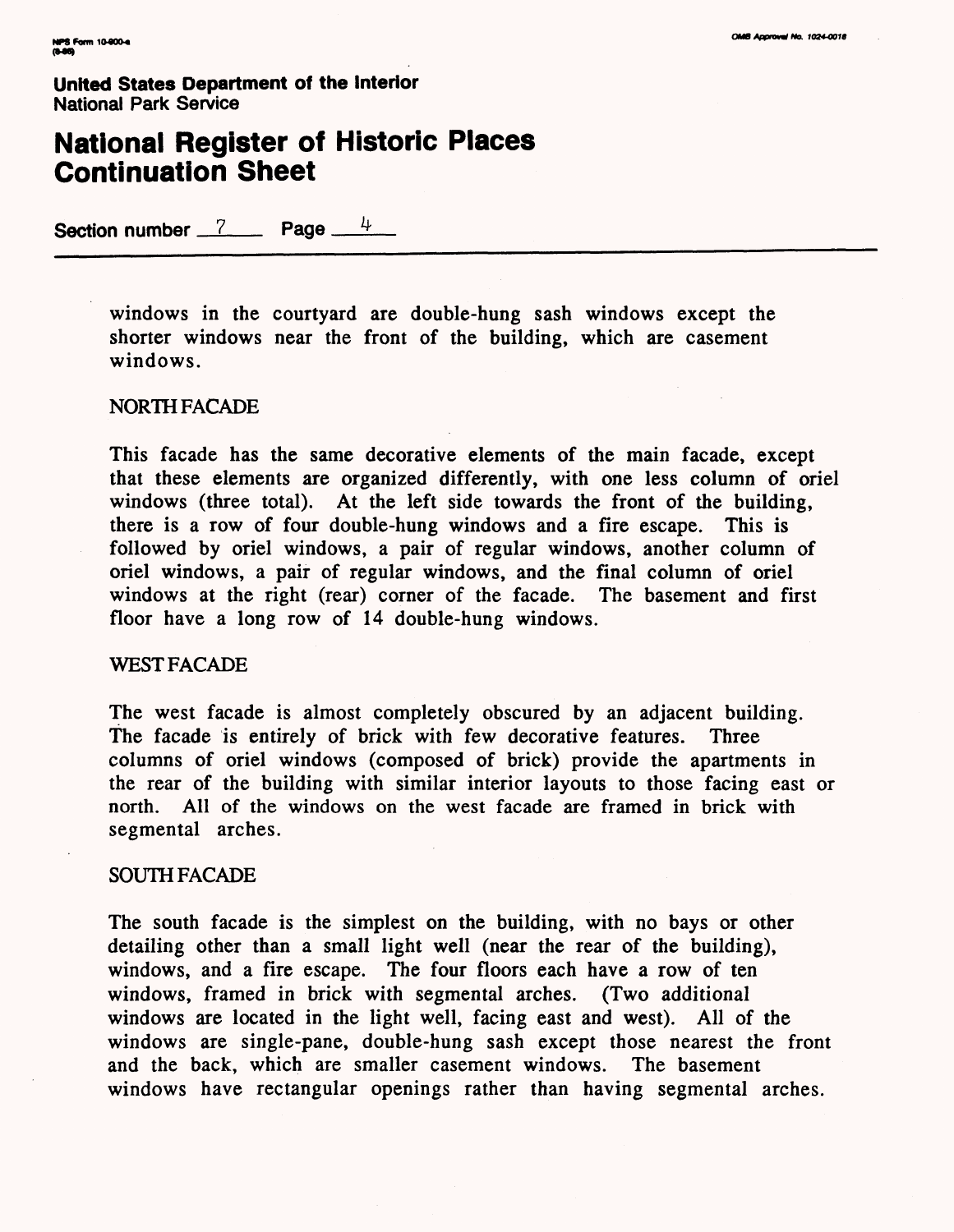windows in the courtyard are double-hung sash windows except the shorter windows near the front of the building, which are casement windows.

## NORTH FACADE

This facade has the same decorative elements of the main facade, except that these elements are organized differently, with one less column of oriel windows (three total). At the left side towards the front of the building, there is a row of four double-hung windows and a fire escape. This is followed by oriel windows, a pair of regular windows, another column of oriel windows, a pair of regular windows, and the final column of oriel windows at the right (rear) corner of the facade. The basement and first floor have a long row of 14 double-hung windows.

## WEST FACADE

The west facade is almost completely obscured by an adjacent building. The facade is entirely of brick with few decorative features. Three columns of oriel windows (composed of brick) provide the apartments in the rear of the building with similar interior layouts to those facing east or north. All of the windows on the west facade are framed in brick with segmental arches.

## SOUTH FACADE

The south facade is the simplest on the building, with no bays or other detailing other than a small light well (near the rear of the building), windows, and a fire escape. The four floors each have a row of ten windows, framed in brick with segmental arches. (Two additional windows are located in the light well, facing east and west). All of the windows are single-pane, double-hung sash except those nearest the front and the back, which are smaller casement windows. The basement windows have rectangular openings rather than having segmental arches.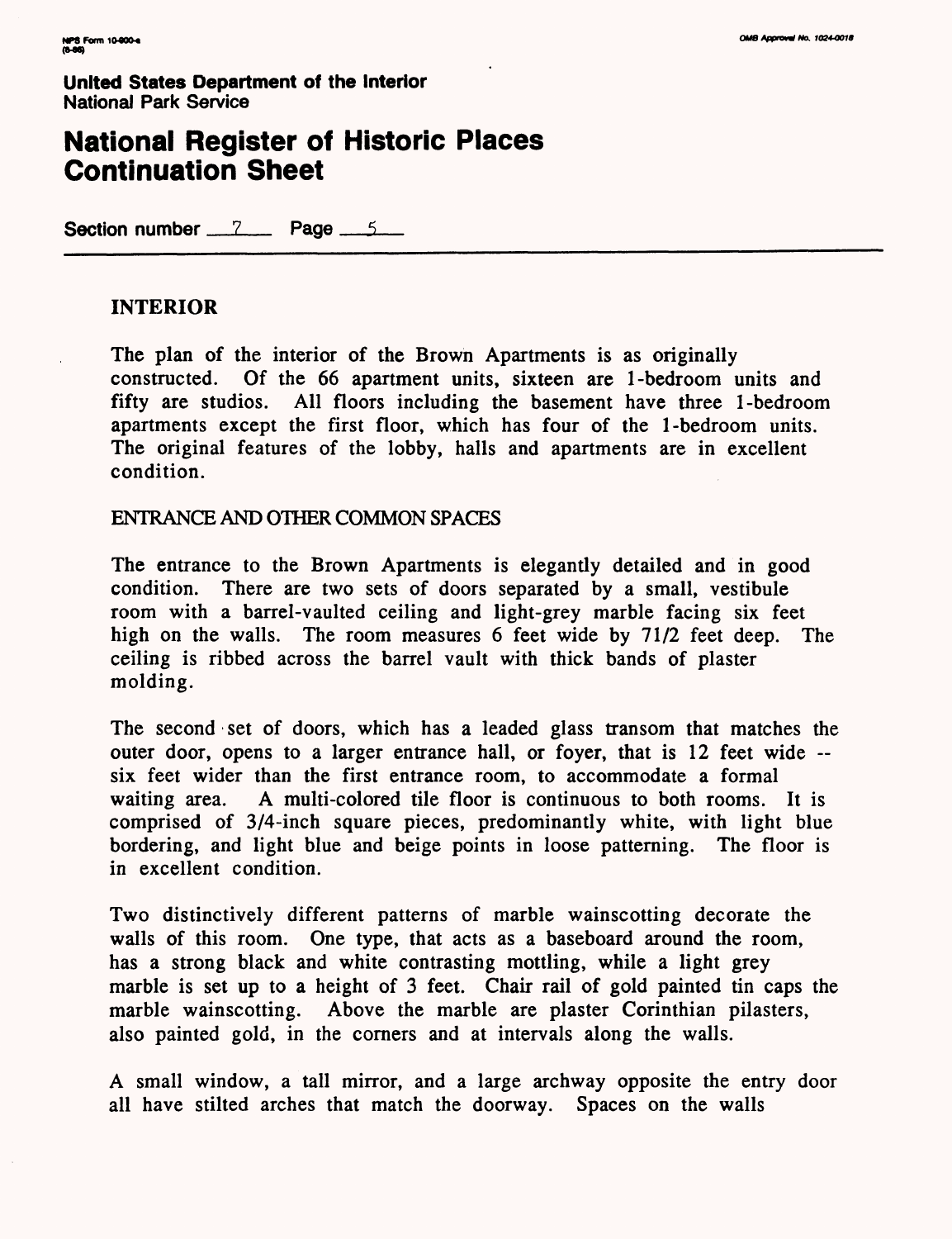**United States Department of the Interior**
National Park Service

# National Register of Historic Places Continuation Sheet

Section number 7 Page 5

## INTERIOR

The plan of the interior of the Brown Apartments is as originally constructed. Of the 66 apartment units, sixteen are 1-bedroom units and fifty are studios. All floors including the basement have three 1-bedroom apartments except the first floor, which has four of the 1-bedroom units. The original features of the lobby, halls and apartments are in excellent condition.

### ENTRANCE AND OTHER COMMON SPACES

The entrance to the Brown Apartments is elegantly detailed and in good condition. There are two sets of doors separated by a small, vestibule room with a barrel-vaulted ceiling and light-grey marble facing six feet high on the walls. The room measures 6 feet wide by 71/2 feet deep. The ceiling is ribbed across the barrel vault with thick bands of plaster molding.

The second set of doors, which has a leaded glass transom that matches the outer door, opens to a larger entrance hall, or foyer, that is 12 feet wide -- six feet wider than the first entrance room, to accommodate a formal waiting area. A multi-colored tile floor is continuous to both rooms. It is comprised of 3/4-inch square pieces, predominantly white, with light blue bordering, and light blue and beige points in loose patterning. The floor is in excellent condition.

Two distinctively different patterns of marble wainscotting decorate the walls of this room. One type, that acts as a baseboard around the room, has a strong black and white contrasting mottling, while a light grey marble is set up to a height of 3 feet. Chair rail of gold painted tin caps the marble wainscotting. Above the marble are plaster Corinthian pilasters, also painted gold, in the corners and at intervals along the walls.

A small window, a tall mirror, and a large archway opposite the entry door all have stilted arches that match the doorway. Spaces on the walls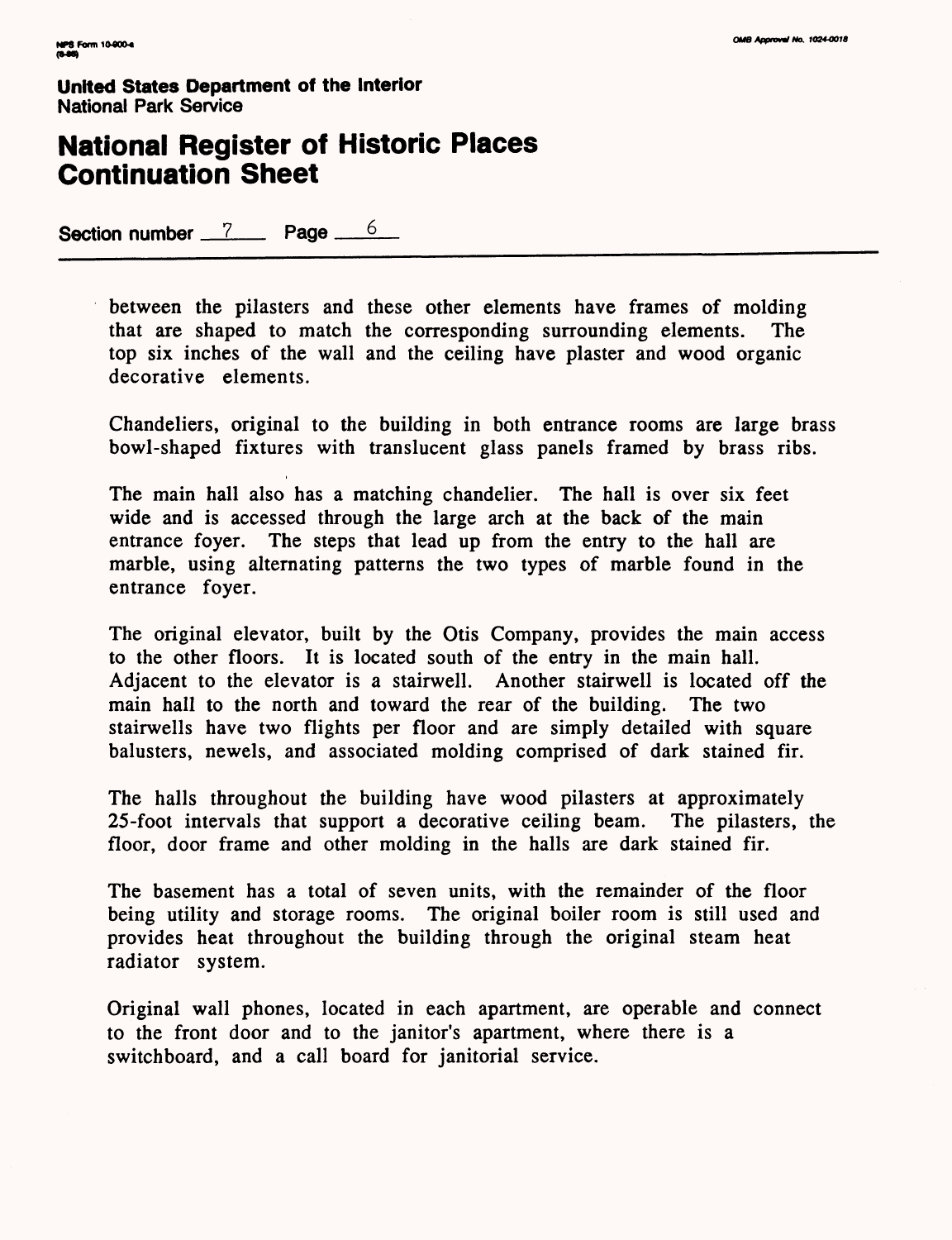between the pilasters and these other elements have frames of molding that are shaped to match the corresponding surrounding elements. The top six inches of the wall and the ceiling have plaster and wood organic decorative elements.

Chandeliers, original to the building in both entrance rooms are large brass bowl-shaped fixtures with translucent glass panels framed by brass ribs.

The main hall also has a matching chandelier. The hall is over six feet wide and is accessed through the large arch at the back of the main entrance foyer. The steps that lead up from the entry to the hall are marble, using alternating patterns the two types of marble found in the entrance foyer.

The original elevator, built by the Otis Company, provides the main access to the other floors. It is located south of the entry in the main hall. Adjacent to the elevator is a stairwell. Another stairwell is located off the main hall to the north and toward the rear of the building. The two stairwells have two flights per floor and are simply detailed with square balusters, newels, and associated molding comprised of dark stained fir.

The halls throughout the building have wood pilasters at approximately 25-foot intervals that support a decorative ceiling beam. The pilasters, the floor, door frame and other molding in the halls are dark stained fir.

The basement has a total of seven units, with the remainder of the floor being utility and storage rooms. The original boiler room is still used and provides heat throughout the building through the original steam heat radiator system.

Original wall phones, located in each apartment, are operable and connect to the front door and to the janitor's apartment, where there is a switchboard, and a call board for janitorial service.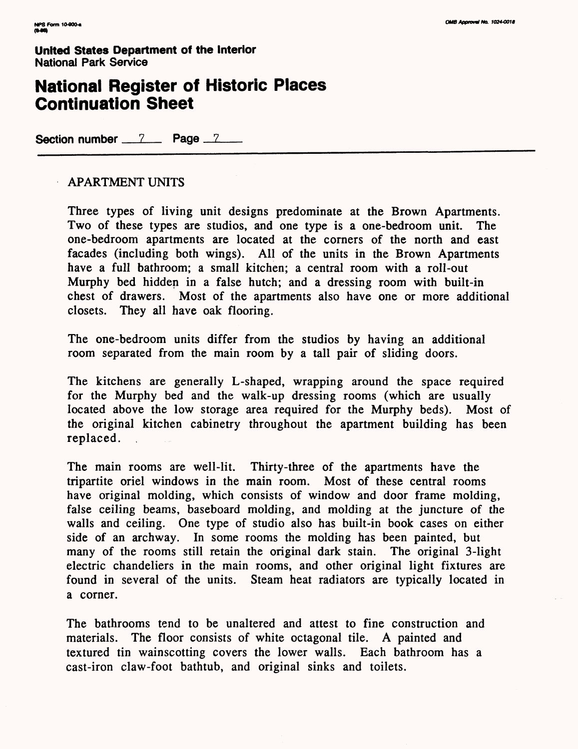United States Department of the Interior
National Park Service

# National Register of Historic Places Continuation Sheet

Section number 7 Page 7

## APARTMENT UNITS

Three types of living unit designs predominate at the Brown Apartments. Two of these types are studios, and one type is a one-bedroom unit. The one-bedroom apartments are located at the corners of the north and east facades (including both wings). All of the units in the Brown Apartments have a full bathroom; a small kitchen; a central room with a roll-out Murphy bed hidden in a false hutch; and a dressing room with built-in chest of drawers. Most of the apartments also have one or more additional closets. They all have oak flooring.

The one-bedroom units differ from the studios by having an additional room separated from the main room by a tall pair of sliding doors.

The kitchens are generally L-shaped, wrapping around the space required for the Murphy bed and the walk-up dressing rooms (which are usually located above the low storage area required for the Murphy beds). Most of the original kitchen cabinetry throughout the apartment building has been replaced.

The main rooms are well-lit. Thirty-three of the apartments have the tripartite oriel windows in the main room. Most of these central rooms have original molding, which consists of window and door frame molding, false ceiling beams, baseboard molding, and molding at the juncture of the walls and ceiling. One type of studio also has built-in book cases on either side of an archway. In some rooms the molding has been painted, but many of the rooms still retain the original dark stain. The original 3-light electric chandeliers in the main rooms, and other original light fixtures are found in several of the units. Steam heat radiators are typically located in a corner.

The bathrooms tend to be unaltered and attest to fine construction and materials. The floor consists of white octagonal tile. A painted and textured tin wainscotting covers the lower walls. Each bathroom has a cast-iron claw-foot bathtub, and original sinks and toilets.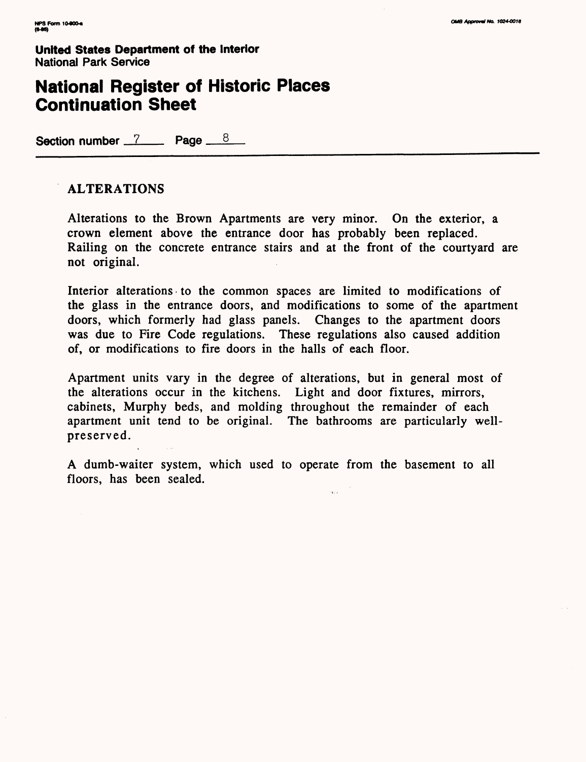National Register of Historic Places Continuation Sheet

Section number 7 Page 8

## ALTERATIONS

Alterations to the Brown Apartments are very minor. On the exterior, a crown element above the entrance door has probably been replaced. Railing on the concrete entrance stairs and at the front of the courtyard are not original.

Interior alterations to the common spaces are limited to modifications of the glass in the entrance doors, and modifications to some of the apartment doors, which formerly had glass panels. Changes to the apartment doors was due to Fire Code regulations. These regulations also caused addition of, or modifications to fire doors in the halls of each floor.

Apartment units vary in the degree of alterations, but in general most of the alterations occur in the kitchens. Light and door fixtures, mirrors, cabinets, Murphy beds, and molding throughout the remainder of each apartment unit tend to be original. The bathrooms are particularly well-preserved.

A dumb-waiter system, which used to operate from the basement to all floors, has been sealed.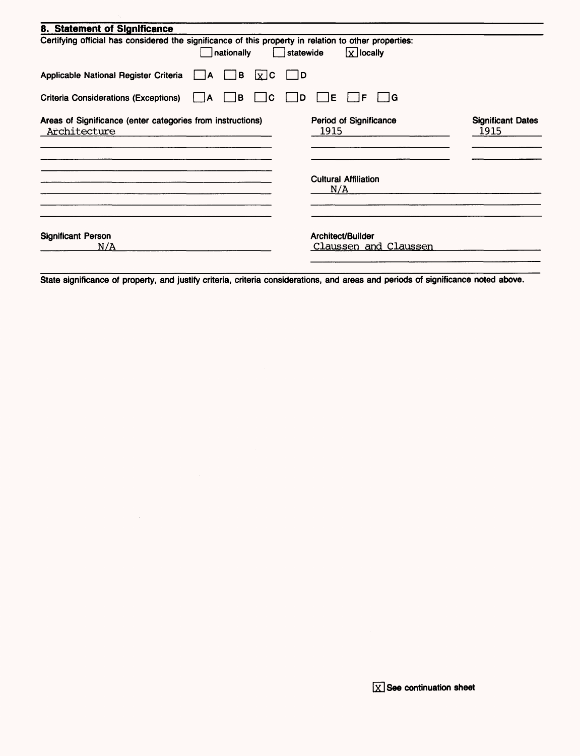## 8. Statement of Significance

Certifying official has considered the significance of this property in relation to other properties:

[ ] nationally [ ] statewide [X] locally

Applicable National Register Criteria [ ] A [ ] B [X] C [ ] D

Criteria Considerations (Exceptions) [ ] A [ ] B [ ] C [ ] D [ ] E [ ] F [ ] G

| Areas of Significance (enter categories from instructions) | Period of Significance | Significant Dates |
| --- | --- | --- |
| Architecture | 1915 | 1915 |

**Cultural Affiliation**
N/A

**Significant Person**
N/A

**Architect/Builder**
Claussen and Claussen

State significance of property, and justify criteria, criteria considerations, and areas and periods of significance noted above.

[X] See continuation sheet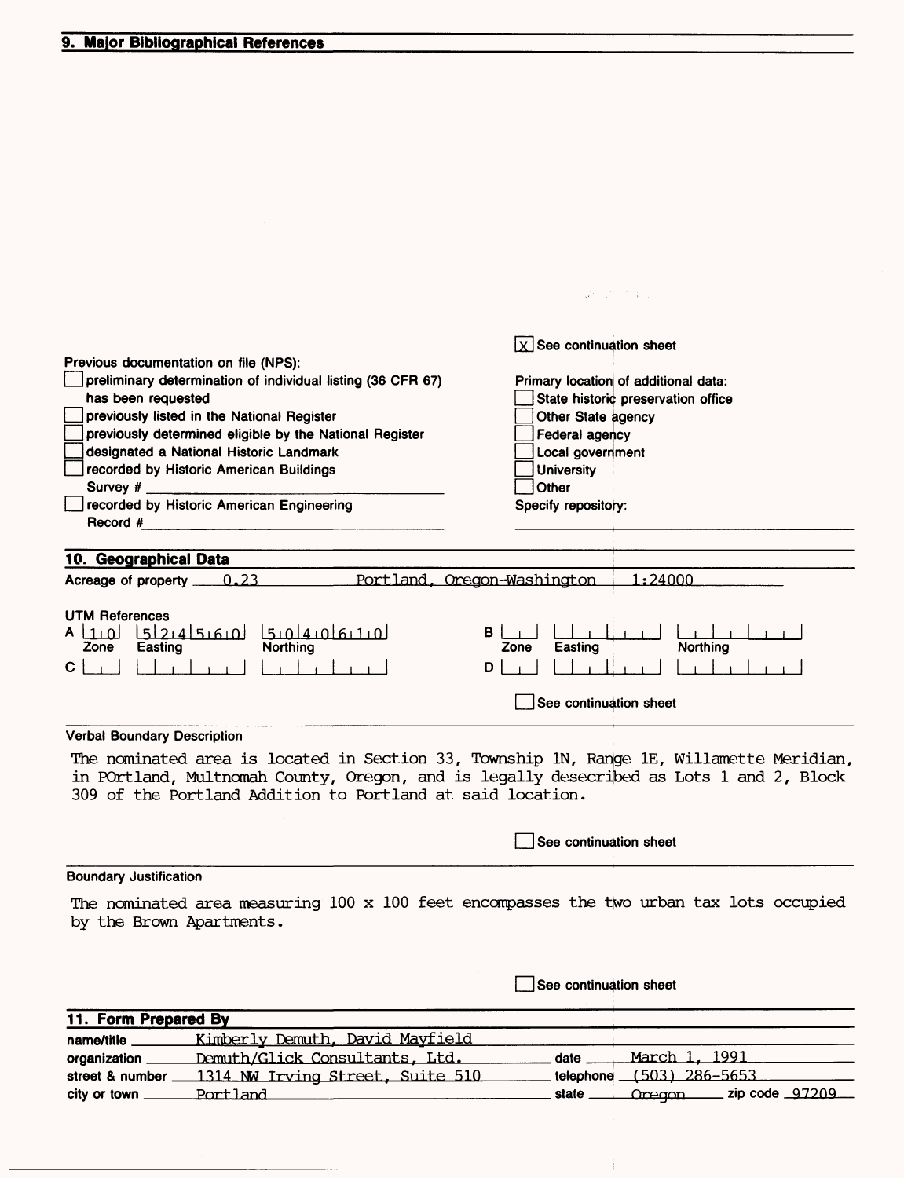## 9. Major Bibliographical References

[X] See continuation sheet

Previous documentation on file (NPS):
- [ ] preliminary determination of individual listing (36 CFR 67) has been requested
- [ ] previously listed in the National Register
- [ ] previously determined eligible by the National Register
- [ ] designated a National Historic Landmark
- [ ] recorded by Historic American Buildings Survey # ______
- [ ] recorded by Historic American Engineering Record # ______

Primary location of additional data:
- [ ] State historic preservation office
- [ ] Other State agency
- [ ] Federal agency
- [ ] Local government
- [ ] University
- [ ] Other

Specify repository:

## 10. Geographical Data

Acreage of property 0.23 Portland, Oregon-Washington 1:24000

UTM References

| | Zone | Easting | Northing |
|---|---|---|---|
| A | 10 | 524560 | 5040610 |
| B | | | |
| C | | | |
| D | | | |

[ ] See continuation sheet

**Verbal Boundary Description**

The nominated area is located in Section 33, Township 1N, Range 1E, Willamette Meridian, in POrtland, Multnomah County, Oregon, and is legally desecribed as Lots 1 and 2, Block 309 of the Portland Addition to Portland at said location.

[ ] See continuation sheet

**Boundary Justification**

The nominated area measuring 100 x 100 feet encompasses the two urban tax lots occupied by the Brown Apartments.

[ ] See continuation sheet

## 11. Form Prepared By

name/title Kimberly Demuth, David Mayfield
organization Demuth/Glick Consultants, Ltd. date March 1, 1991
street & number 1314 NW Irving Street, Suite 510 telephone (503) 286-5653
city or town Portland state Oregon zip code 97209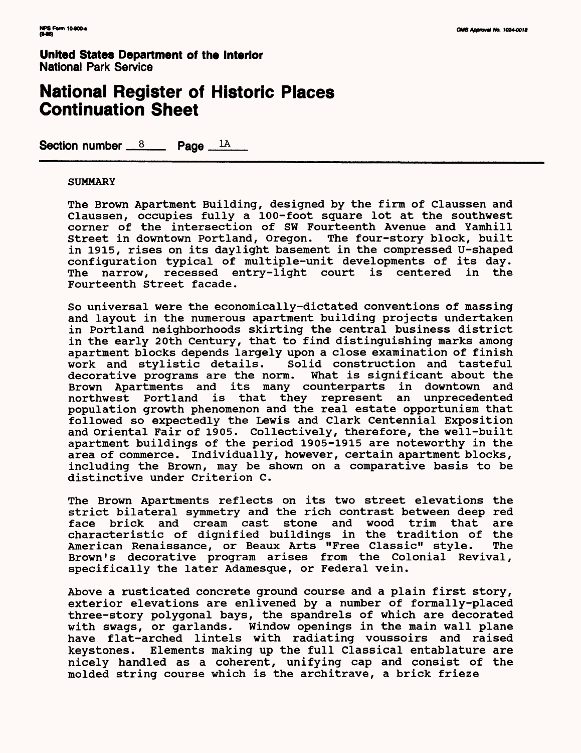**United States Department of the Interior**
National Park Service

# National Register of Historic Places Continuation Sheet

Section number 8 Page 1A

SUMMARY

The Brown Apartment Building, designed by the firm of Claussen and Claussen, occupies fully a 100-foot square lot at the southwest corner of the intersection of SW Fourteenth Avenue and Yamhill Street in downtown Portland, Oregon. The four-story block, built in 1915, rises on its daylight basement in the compressed U-shaped configuration typical of multiple-unit developments of its day. The narrow, recessed entry-light court is centered in the Fourteenth Street facade.

So universal were the economically-dictated conventions of massing and layout in the numerous apartment building projects undertaken in Portland neighborhoods skirting the central business district in the early 20th Century, that to find distinguishing marks among apartment blocks depends largely upon a close examination of finish work and stylistic details. Solid construction and tasteful decorative programs are the norm. What is significant about the Brown Apartments and its many counterparts in downtown and northwest Portland is that they represent an unprecedented population growth phenomenon and the real estate opportunism that followed so expectedly the Lewis and Clark Centennial Exposition and Oriental Fair of 1905. Collectively, therefore, the well-built apartment buildings of the period 1905-1915 are noteworthy in the area of commerce. Individually, however, certain apartment blocks, including the Brown, may be shown on a comparative basis to be distinctive under Criterion C.

The Brown Apartments reflects on its two street elevations the strict bilateral symmetry and the rich contrast between deep red face brick and cream cast stone and wood trim that are characteristic of dignified buildings in the tradition of the American Renaissance, or Beaux Arts "Free Classic" style. The Brown's decorative program arises from the Colonial Revival, specifically the later Adamesque, or Federal vein.

Above a rusticated concrete ground course and a plain first story, exterior elevations are enlivened by a number of formally-placed three-story polygonal bays, the spandrels of which are decorated with swags, or garlands. Window openings in the main wall plane have flat-arched lintels with radiating voussoirs and raised keystones. Elements making up the full Classical entablature are nicely handled as a coherent, unifying cap and consist of the molded string course which is the architrave, a brick frieze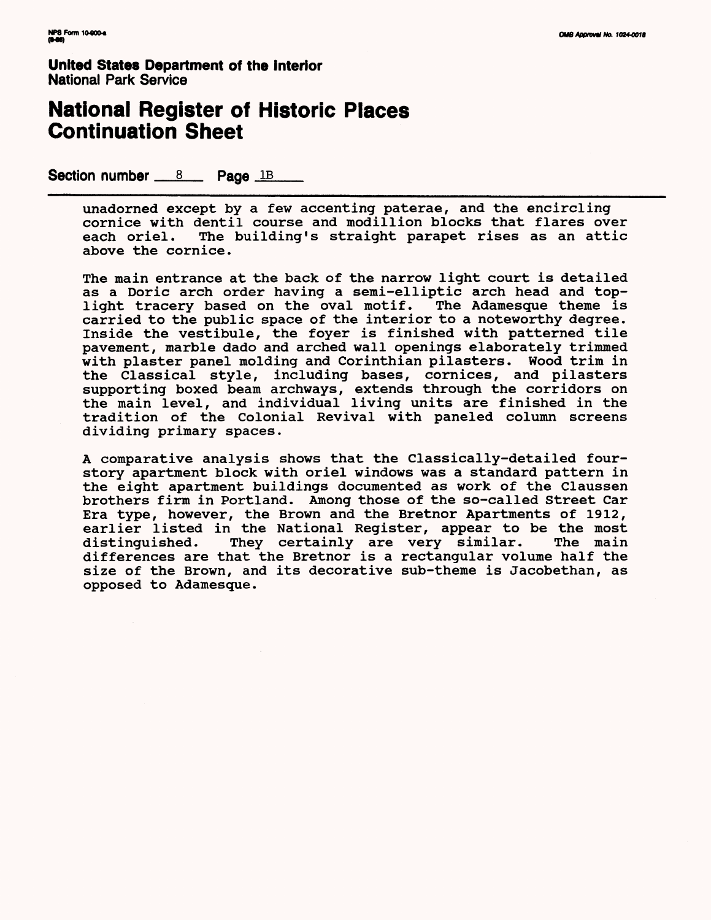**United States Department of the Interior**
National Park Service

# National Register of Historic Places Continuation Sheet

**Section number** 8 **Page** 1B

unadorned except by a few accenting paterae, and the encircling cornice with dentil course and modillion blocks that flares over each oriel. The building's straight parapet rises as an attic above the cornice.

The main entrance at the back of the narrow light court is detailed as a Doric arch order having a semi-elliptic arch head and top-light tracery based on the oval motif. The Adamesque theme is carried to the public space of the interior to a noteworthy degree. Inside the vestibule, the foyer is finished with patterned tile pavement, marble dado and arched wall openings elaborately trimmed with plaster panel molding and Corinthian pilasters. Wood trim in the Classical style, including bases, cornices, and pilasters supporting boxed beam archways, extends through the corridors on the main level, and individual living units are finished in the tradition of the Colonial Revival with paneled column screens dividing primary spaces.

A comparative analysis shows that the Classically-detailed four-story apartment block with oriel windows was a standard pattern in the eight apartment buildings documented as work of the Claussen brothers firm in Portland. Among those of the so-called Street Car Era type, however, the Brown and the Bretnor Apartments of 1912, earlier listed in the National Register, appear to be the most distinguished. They certainly are very similar. The main differences are that the Bretnor is a rectangular volume half the size of the Brown, and its decorative sub-theme is Jacobethan, as opposed to Adamesque.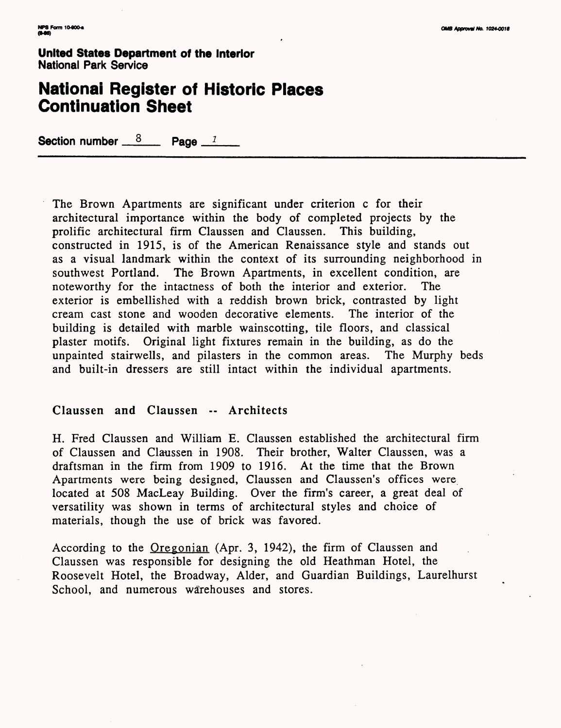**United States Department of the Interior**
**National Park Service**

# National Register of Historic Places Continuation Sheet

**Section number** 8 **Page** 1

The Brown Apartments are significant under criterion c for their architectural importance within the body of completed projects by the prolific architectural firm Claussen and Claussen. This building, constructed in 1915, is of the American Renaissance style and stands out as a visual landmark within the context of its surrounding neighborhood in southwest Portland. The Brown Apartments, in excellent condition, are noteworthy for the intactness of both the interior and exterior. The exterior is embellished with a reddish brown brick, contrasted by light cream cast stone and wooden decorative elements. The interior of the building is detailed with marble wainscotting, tile floors, and classical plaster motifs. Original light fixtures remain in the building, as do the unpainted stairwells, and pilasters in the common areas. The Murphy beds and built-in dressers are still intact within the individual apartments.

## Claussen and Claussen -- Architects

H. Fred Claussen and William E. Claussen established the architectural firm of Claussen and Claussen in 1908. Their brother, Walter Claussen, was a draftsman in the firm from 1909 to 1916. At the time that the Brown Apartments were being designed, Claussen and Claussen's offices were located at 508 MacLeay Building. Over the firm's career, a great deal of versatility was shown in terms of architectural styles and choice of materials, though the use of brick was favored.

According to the Oregonian (Apr. 3, 1942), the firm of Claussen and Claussen was responsible for designing the old Heathman Hotel, the Roosevelt Hotel, the Broadway, Alder, and Guardian Buildings, Laurelhurst School, and numerous warehouses and stores.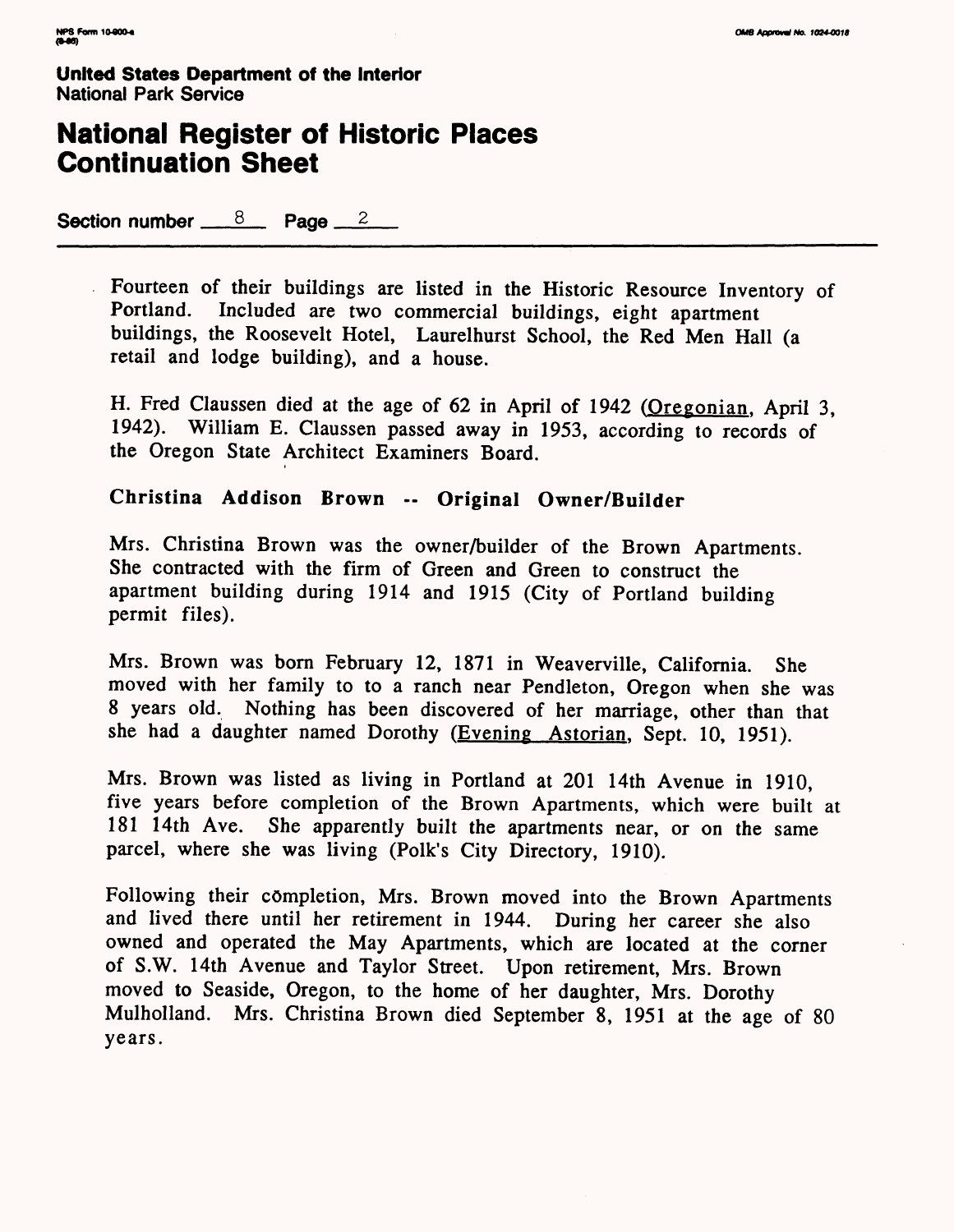# National Register of Historic Places Continuation Sheet

Section number 8 Page 2

Fourteen of their buildings are listed in the Historic Resource Inventory of Portland. Included are two commercial buildings, eight apartment buildings, the Roosevelt Hotel, Laurelhurst School, the Red Men Hall (a retail and lodge building), and a house.

H. Fred Claussen died at the age of 62 in April of 1942 (Oregonian, April 3, 1942). William E. Claussen passed away in 1953, according to records of the Oregon State Architect Examiners Board.

**Christina Addison Brown -- Original Owner/Builder**

Mrs. Christina Brown was the owner/builder of the Brown Apartments. She contracted with the firm of Green and Green to construct the apartment building during 1914 and 1915 (City of Portland building permit files).

Mrs. Brown was born February 12, 1871 in Weaverville, California. She moved with her family to to a ranch near Pendleton, Oregon when she was 8 years old. Nothing has been discovered of her marriage, other than that she had a daughter named Dorothy (Evening Astorian, Sept. 10, 1951).

Mrs. Brown was listed as living in Portland at 201 14th Avenue in 1910, five years before completion of the Brown Apartments, which were built at 181 14th Ave. She apparently built the apartments near, or on the same parcel, where she was living (Polk's City Directory, 1910).

Following their cömpletion, Mrs. Brown moved into the Brown Apartments and lived there until her retirement in 1944. During her career she also owned and operated the May Apartments, which are located at the corner of S.W. 14th Avenue and Taylor Street. Upon retirement, Mrs. Brown moved to Seaside, Oregon, to the home of her daughter, Mrs. Dorothy Mulholland. Mrs. Christina Brown died September 8, 1951 at the age of 80 years.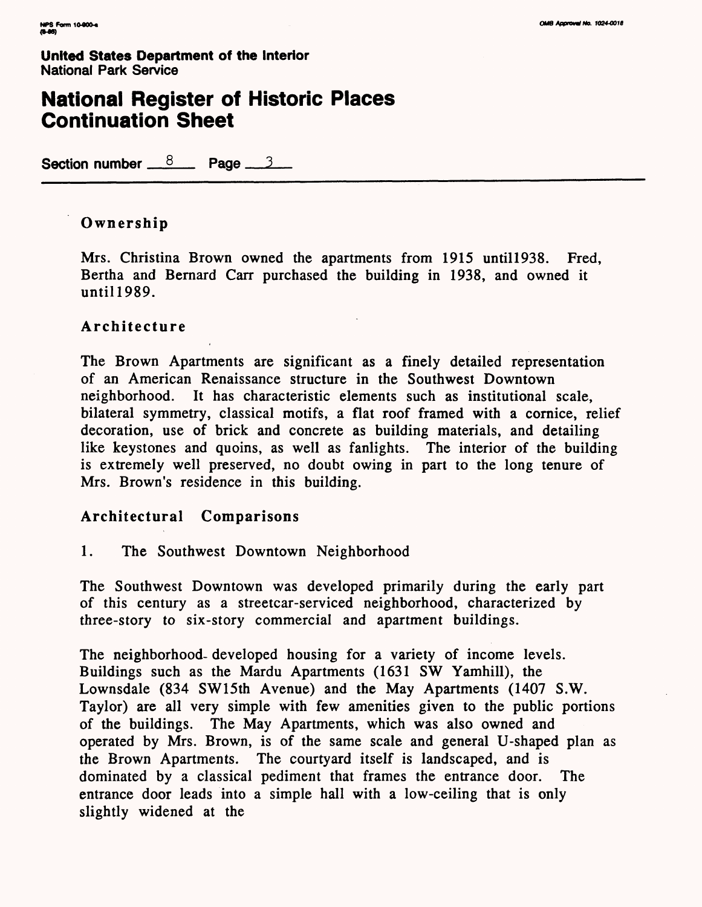**United States Department of the Interior**
National Park Service

# National Register of Historic Places Continuation Sheet

Section number 8 Page 3

## Ownership

Mrs. Christina Brown owned the apartments from 1915 until1938. Fred, Bertha and Bernard Carr purchased the building in 1938, and owned it until1989.

## Architecture

The Brown Apartments are significant as a finely detailed representation of an American Renaissance structure in the Southwest Downtown neighborhood. It has characteristic elements such as institutional scale, bilateral symmetry, classical motifs, a flat roof framed with a cornice, relief decoration, use of brick and concrete as building materials, and detailing like keystones and quoins, as well as fanlights. The interior of the building is extremely well preserved, no doubt owing in part to the long tenure of Mrs. Brown's residence in this building.

## Architectural Comparisons

1. The Southwest Downtown Neighborhood

The Southwest Downtown was developed primarily during the early part of this century as a streetcar-serviced neighborhood, characterized by three-story to six-story commercial and apartment buildings.

The neighborhood- developed housing for a variety of income levels. Buildings such as the Mardu Apartments (1631 SW Yamhill), the Lownsdale (834 SW15th Avenue) and the May Apartments (1407 S.W. Taylor) are all very simple with few amenities given to the public portions of the buildings. The May Apartments, which was also owned and operated by Mrs. Brown, is of the same scale and general U-shaped plan as the Brown Apartments. The courtyard itself is landscaped, and is dominated by a classical pediment that frames the entrance door. The entrance door leads into a simple hall with a low-ceiling that is only slightly widened at the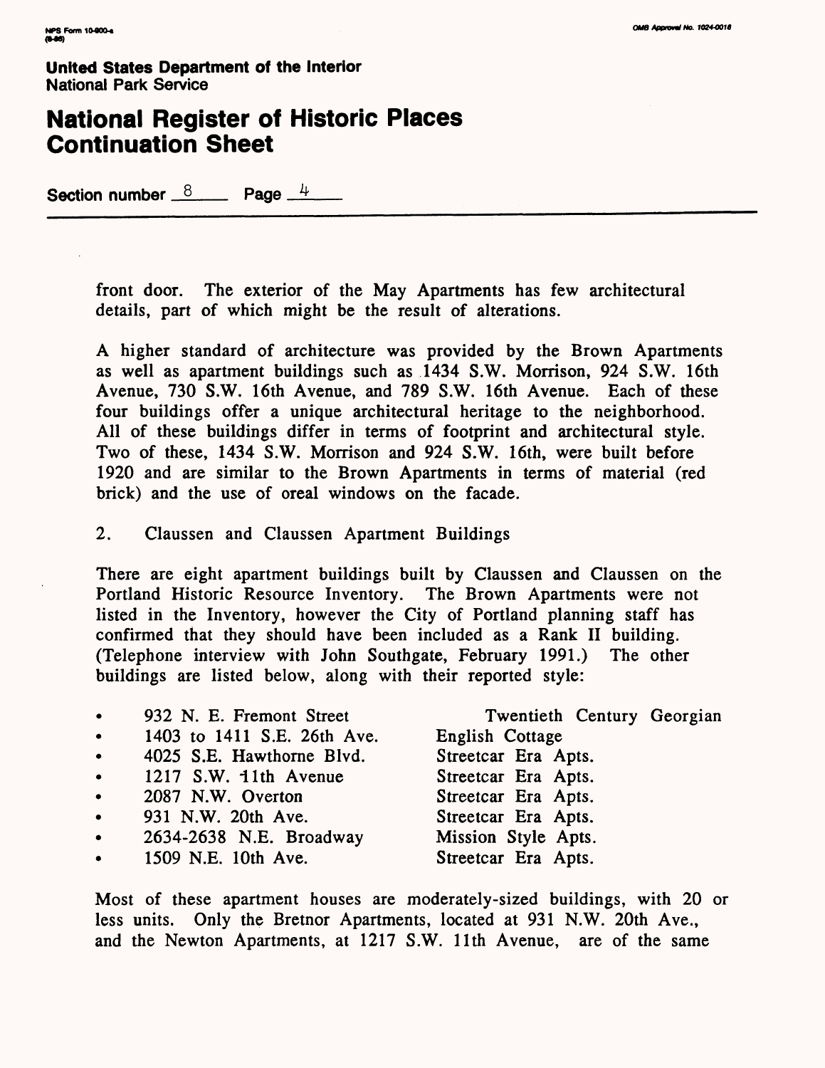front door. The exterior of the May Apartments has few architectural details, part of which might be the result of alterations.

A higher standard of architecture was provided by the Brown Apartments as well as apartment buildings such as 1434 S.W. Morrison, 924 S.W. 16th Avenue, 730 S.W. 16th Avenue, and 789 S.W. 16th Avenue. Each of these four buildings offer a unique architectural heritage to the neighborhood. All of these buildings differ in terms of footprint and architectural style. Two of these, 1434 S.W. Morrison and 924 S.W. 16th, were built before 1920 and are similar to the Brown Apartments in terms of material (red brick) and the use of oreal windows on the facade.

2. Claussen and Claussen Apartment Buildings

There are eight apartment buildings built by Claussen and Claussen on the Portland Historic Resource Inventory. The Brown Apartments were not listed in the Inventory, however the City of Portland planning staff has confirmed that they should have been included as a Rank II building. (Telephone interview with John Southgate, February 1991.) The other buildings are listed below, along with their reported style:

- 932 N. E. Fremont Street — Twentieth Century Georgian
- 1403 to 1411 S.E. 26th Ave. — English Cottage
- 4025 S.E. Hawthorne Blvd. — Streetcar Era Apts.
- 1217 S.W. 11th Avenue — Streetcar Era Apts.
- 2087 N.W. Overton — Streetcar Era Apts.
- 931 N.W. 20th Ave. — Streetcar Era Apts.
- 2634-2638 N.E. Broadway — Mission Style Apts.
- 1509 N.E. 10th Ave. — Streetcar Era Apts.

Most of these apartment houses are moderately-sized buildings, with 20 or less units. Only the Bretnor Apartments, located at 931 N.W. 20th Ave., and the Newton Apartments, at 1217 S.W. 11th Avenue, are of the same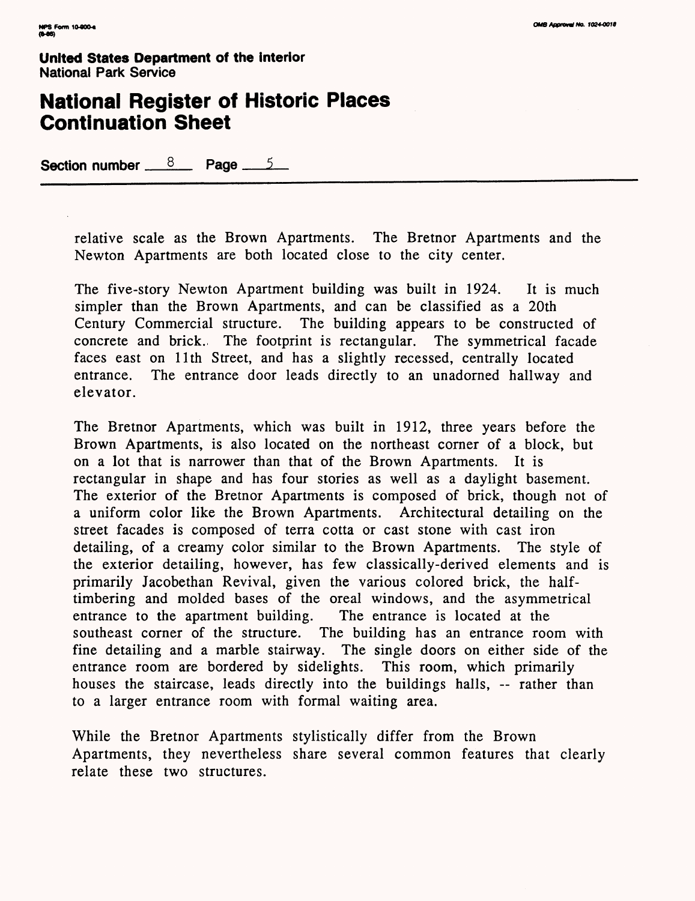**United States Department of the Interior**
National Park Service

# National Register of Historic Places Continuation Sheet

Section number 8 Page 5

relative scale as the Brown Apartments. The Bretnor Apartments and the Newton Apartments are both located close to the city center.

The five-story Newton Apartment building was built in 1924. It is much simpler than the Brown Apartments, and can be classified as a 20th Century Commercial structure. The building appears to be constructed of concrete and brick.. The footprint is rectangular. The symmetrical facade faces east on 11th Street, and has a slightly recessed, centrally located entrance. The entrance door leads directly to an unadorned hallway and elevator.

The Bretnor Apartments, which was built in 1912, three years before the Brown Apartments, is also located on the northeast corner of a block, but on a lot that is narrower than that of the Brown Apartments. It is rectangular in shape and has four stories as well as a daylight basement. The exterior of the Bretnor Apartments is composed of brick, though not of a uniform color like the Brown Apartments. Architectural detailing on the street facades is composed of terra cotta or cast stone with cast iron detailing, of a creamy color similar to the Brown Apartments. The style of the exterior detailing, however, has few classically-derived elements and is primarily Jacobethan Revival, given the various colored brick, the half-timbering and molded bases of the oreal windows, and the asymmetrical entrance to the apartment building. The entrance is located at the southeast corner of the structure. The building has an entrance room with fine detailing and a marble stairway. The single doors on either side of the entrance room are bordered by sidelights. This room, which primarily houses the staircase, leads directly into the buildings halls, -- rather than to a larger entrance room with formal waiting area.

While the Bretnor Apartments stylistically differ from the Brown Apartments, they nevertheless share several common features that clearly relate these two structures.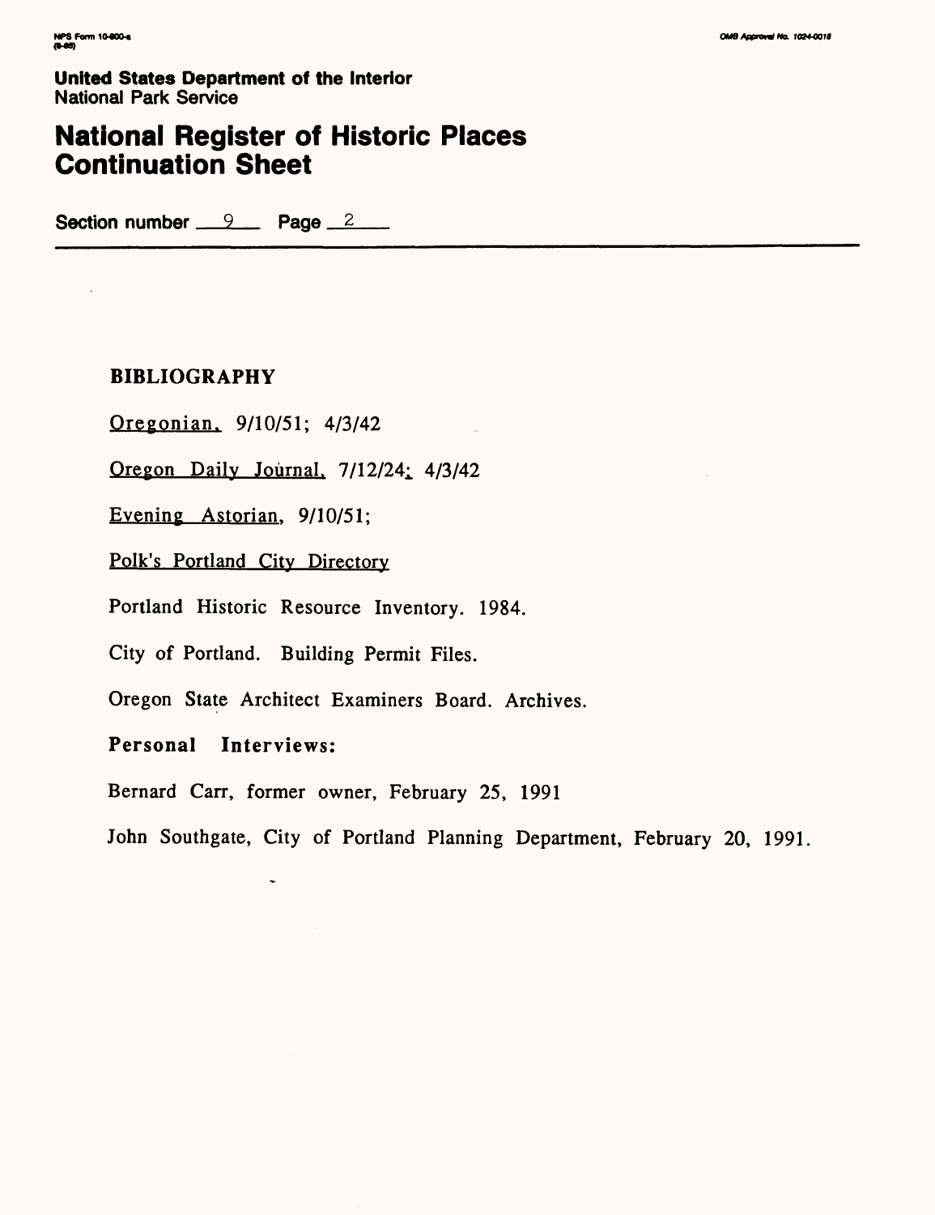United States Department of the Interior
National Park Service

# National Register of Historic Places Continuation Sheet

Section number 9 Page 2

## BIBLIOGRAPHY

Oregonian, 9/10/51; 4/3/42

Oregon Daily Journal, 7/12/24; 4/3/42

Evening Astorian, 9/10/51;

Polk's Portland City Directory

Portland Historic Resource Inventory. 1984.

City of Portland. Building Permit Files.

Oregon State Architect Examiners Board. Archives.

**Personal Interviews:**

Bernard Carr, former owner, February 25, 1991

John Southgate, City of Portland Planning Department, February 20, 1991.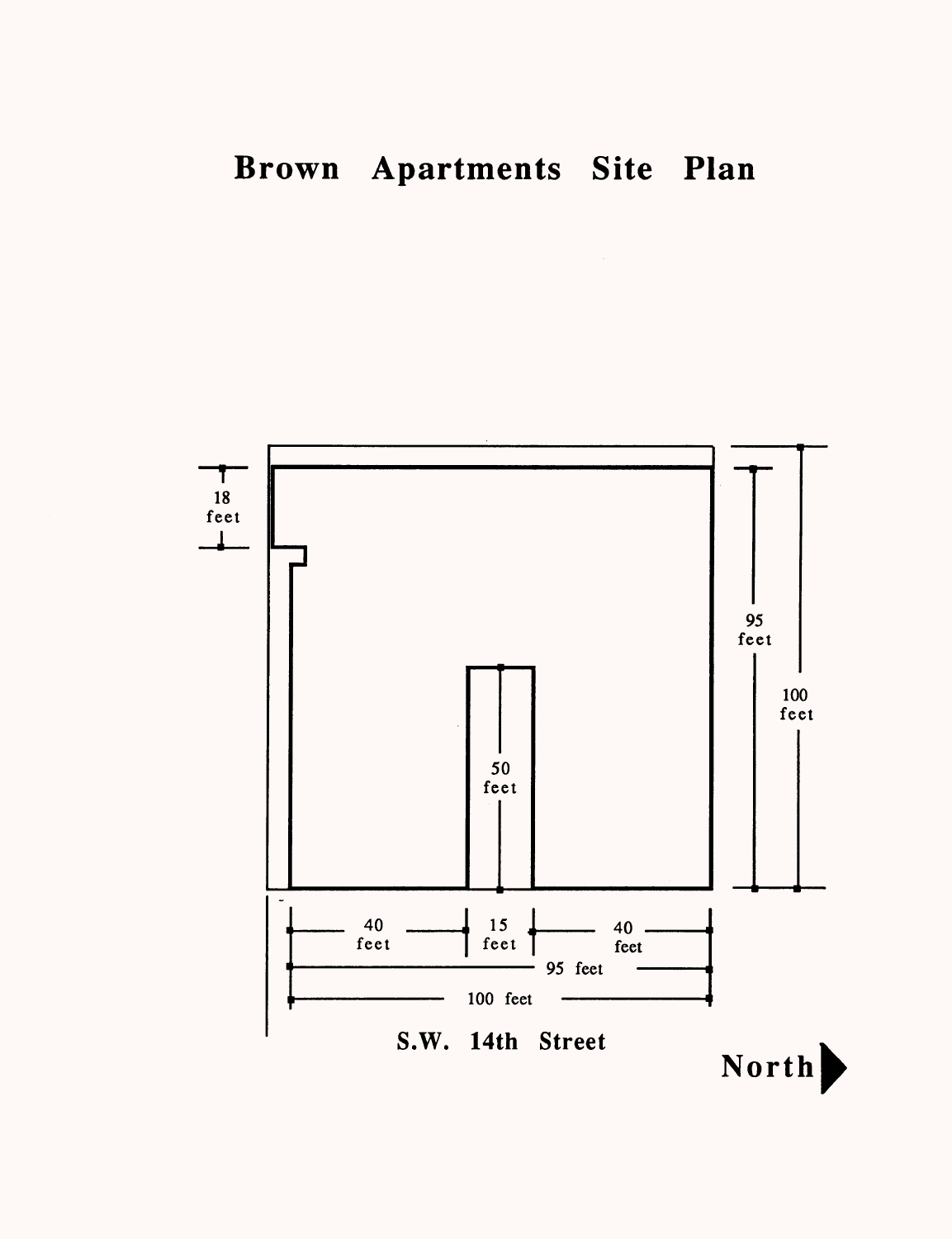# Brown Apartments Site Plan

18 feet

95 feet

100 feet

50 feet

40 feet

15 feet

40 feet

95 feet

100 feet

S.W. 14th Street

North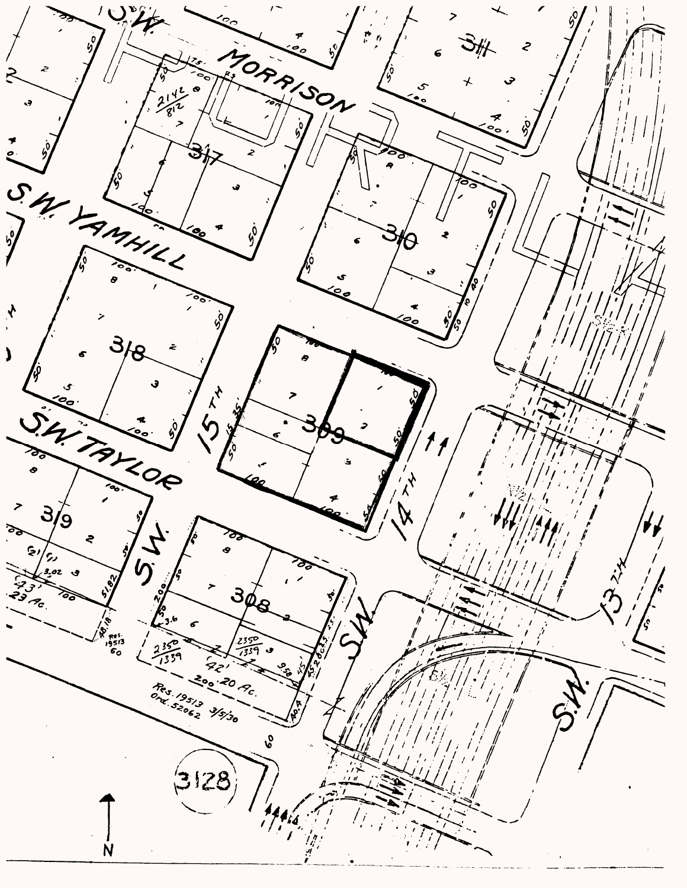S.W. MORRISON

S.W. YAMHILL

S.W. TAYLOR

S.W. 15TH

S.W. 14TH

S.W. 13TH

311

317

310

318

309

319

308

2142/812

2350/1339

2350/1339

.23 Ac.

.20 Ac.

Res. 19513 60

Res. 19513 3/5/30
Ord. 52062

3128

N